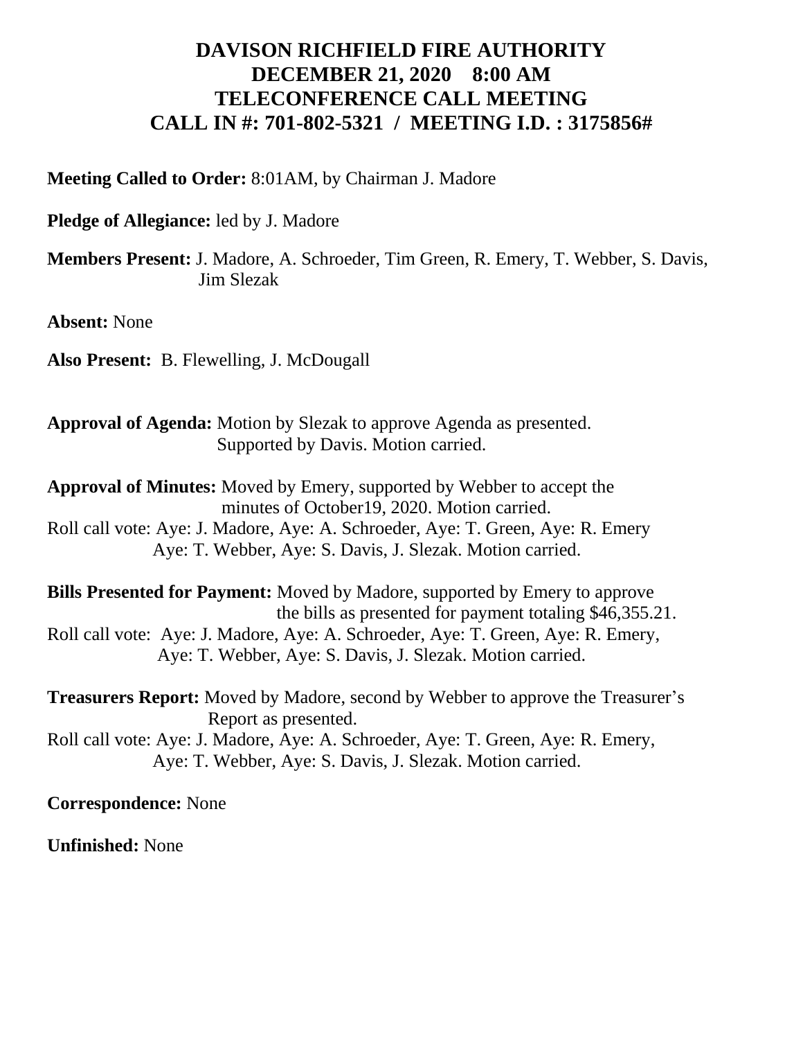# DAVISON RICHFIELD FIRE AUTHORITY
# DECEMBER 21, 2020 8:00 AM
# TELECONFERENCE CALL MEETING
# CALL IN #: 701-802-5321 / MEETING I.D. : 3175856#

**Meeting Called to Order:** 8:01AM, by Chairman J. Madore

**Pledge of Allegiance:** led by J. Madore

**Members Present:** J. Madore, A. Schroeder, Tim Green, R. Emery, T. Webber, S. Davis, Jim Slezak

**Absent:** None

**Also Present:** B. Flewelling, J. McDougall

**Approval of Agenda:** Motion by Slezak to approve Agenda as presented. Supported by Davis. Motion carried.

**Approval of Minutes:** Moved by Emery, supported by Webber to accept the minutes of October19, 2020. Motion carried.
Roll call vote: Aye: J. Madore, Aye: A. Schroeder, Aye: T. Green, Aye: R. Emery Aye: T. Webber, Aye: S. Davis, J. Slezak. Motion carried.

**Bills Presented for Payment:** Moved by Madore, supported by Emery to approve the bills as presented for payment totaling $46,355.21.
Roll call vote: Aye: J. Madore, Aye: A. Schroeder, Aye: T. Green, Aye: R. Emery, Aye: T. Webber, Aye: S. Davis, J. Slezak. Motion carried.

**Treasurers Report:** Moved by Madore, second by Webber to approve the Treasurer's Report as presented.
Roll call vote: Aye: J. Madore, Aye: A. Schroeder, Aye: T. Green, Aye: R. Emery, Aye: T. Webber, Aye: S. Davis, J. Slezak. Motion carried.

**Correspondence:** None

**Unfinished:** None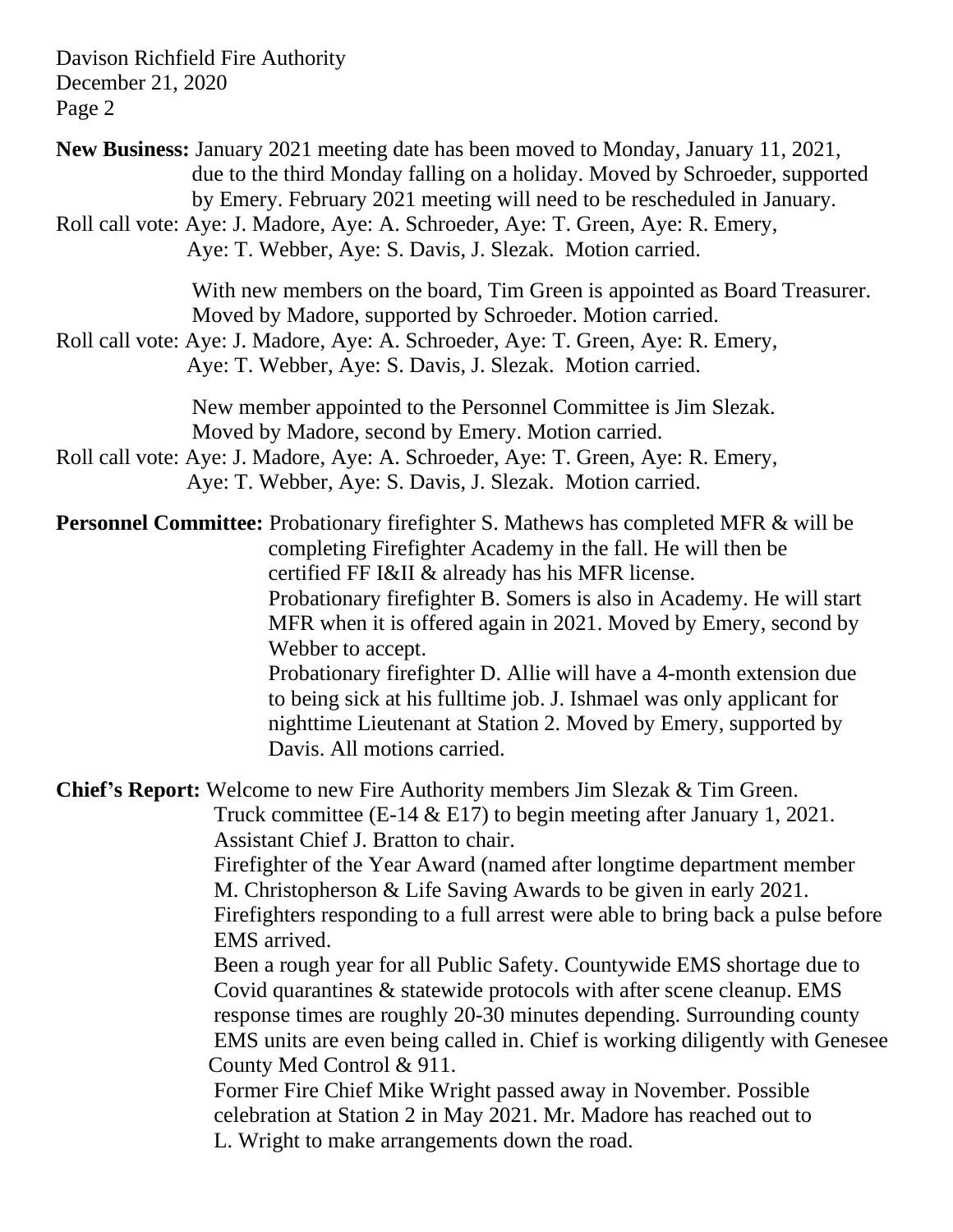**New Business:** January 2021 meeting date has been moved to Monday, January 11, 2021, due to the third Monday falling on a holiday. Moved by Schroeder, supported by Emery. February 2021 meeting will need to be rescheduled in January.

Roll call vote: Aye: J. Madore, Aye: A. Schroeder, Aye: T. Green, Aye: R. Emery, Aye: T. Webber, Aye: S. Davis, J. Slezak. Motion carried.

With new members on the board, Tim Green is appointed as Board Treasurer. Moved by Madore, supported by Schroeder. Motion carried.

Roll call vote: Aye: J. Madore, Aye: A. Schroeder, Aye: T. Green, Aye: R. Emery, Aye: T. Webber, Aye: S. Davis, J. Slezak. Motion carried.

New member appointed to the Personnel Committee is Jim Slezak. Moved by Madore, second by Emery. Motion carried.

Roll call vote: Aye: J. Madore, Aye: A. Schroeder, Aye: T. Green, Aye: R. Emery, Aye: T. Webber, Aye: S. Davis, J. Slezak. Motion carried.

**Personnel Committee:** Probationary firefighter S. Mathews has completed MFR & will be completing Firefighter Academy in the fall. He will then be certified FF I&II & already has his MFR license.
Probationary firefighter B. Somers is also in Academy. He will start MFR when it is offered again in 2021. Moved by Emery, second by Webber to accept.
Probationary firefighter D. Allie will have a 4-month extension due to being sick at his fulltime job. J. Ishmael was only applicant for nighttime Lieutenant at Station 2. Moved by Emery, supported by Davis. All motions carried.

**Chief's Report:** Welcome to new Fire Authority members Jim Slezak & Tim Green.
Truck committee (E-14 & E17) to begin meeting after January 1, 2021. Assistant Chief J. Bratton to chair.
Firefighter of the Year Award (named after longtime department member M. Christopherson & Life Saving Awards to be given in early 2021.
Firefighters responding to a full arrest were able to bring back a pulse before EMS arrived.
Been a rough year for all Public Safety. Countywide EMS shortage due to Covid quarantines & statewide protocols with after scene cleanup. EMS response times are roughly 20-30 minutes depending. Surrounding county EMS units are even being called in. Chief is working diligently with Genesee County Med Control & 911.
Former Fire Chief Mike Wright passed away in November. Possible celebration at Station 2 in May 2021. Mr. Madore has reached out to L. Wright to make arrangements down the road.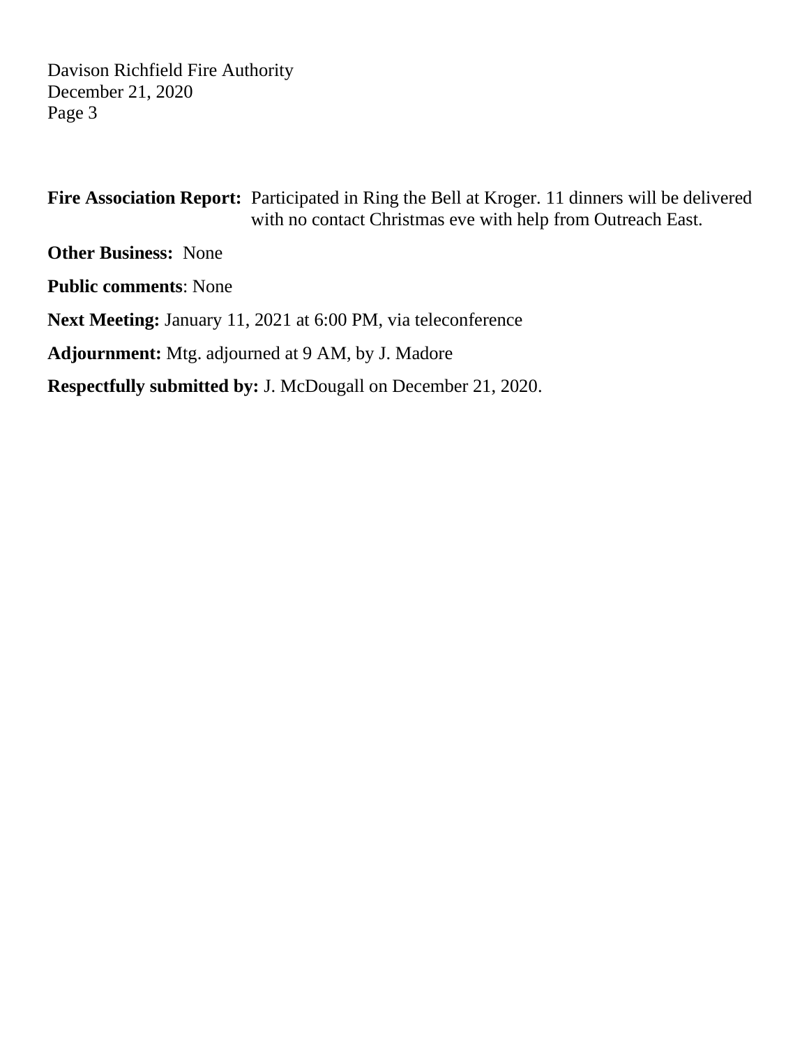**Fire Association Report:** Participated in Ring the Bell at Kroger. 11 dinners will be delivered with no contact Christmas eve with help from Outreach East.

**Other Business:** None

**Public comments**: None

**Next Meeting:** January 11, 2021 at 6:00 PM, via teleconference

**Adjournment:** Mtg. adjourned at 9 AM, by J. Madore

**Respectfully submitted by:** J. McDougall on December 21, 2020.